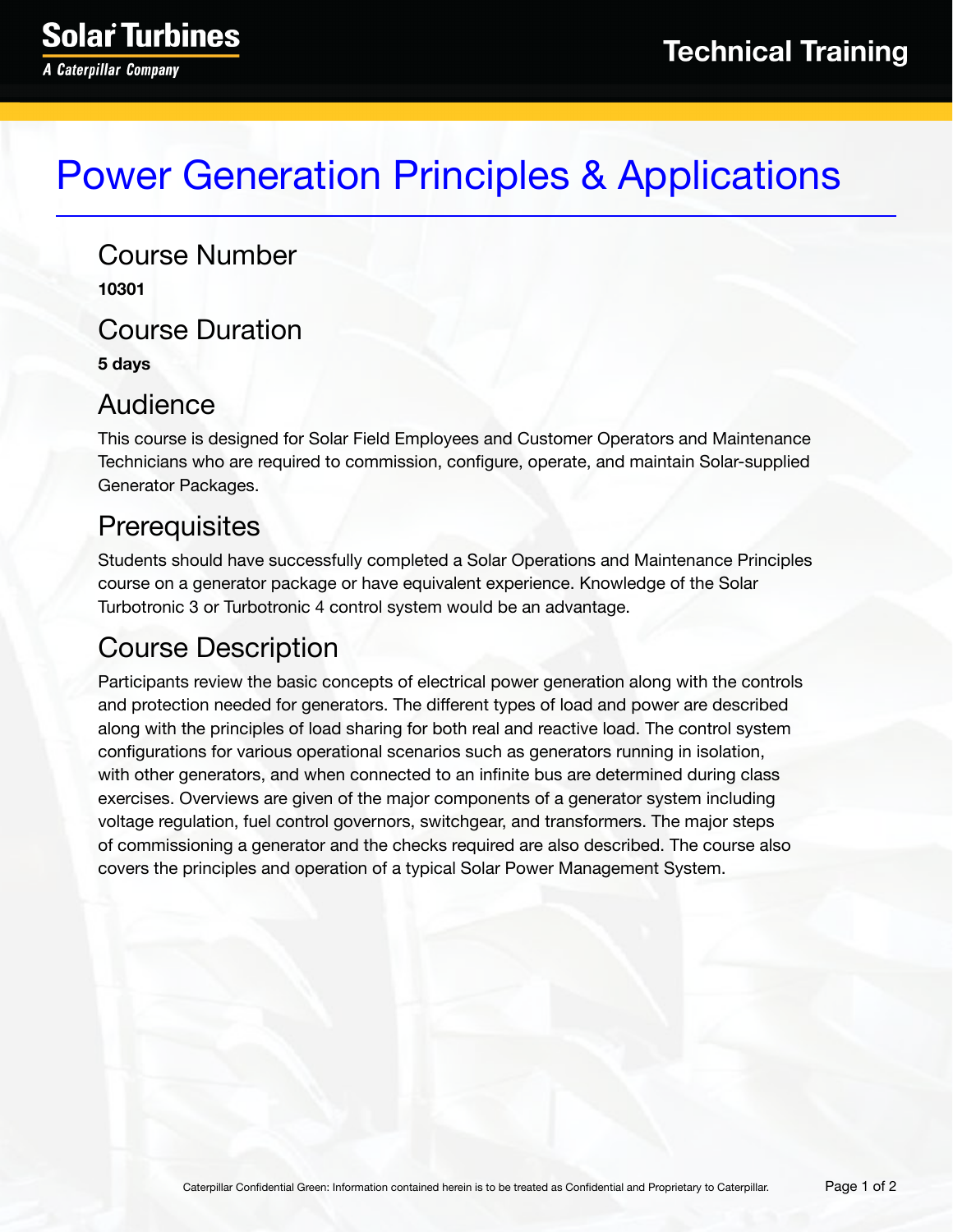# Power Generation Principles & Applications

## Course Number

**10301**

## Course Duration

**5 days**

## Audience

This course is designed for Solar Field Employees and Customer Operators and Maintenance Technicians who are required to commission, configure, operate, and maintain Solar-supplied Generator Packages.

## Prerequisites

Students should have successfully completed a Solar Operations and Maintenance Principles course on a generator package or have equivalent experience. Knowledge of the Solar Turbotronic 3 or Turbotronic 4 control system would be an advantage.

## Course Description

Participants review the basic concepts of electrical power generation along with the controls and protection needed for generators. The different types of load and power are described along with the principles of load sharing for both real and reactive load. The control system configurations for various operational scenarios such as generators running in isolation, with other generators, and when connected to an infinite bus are determined during class exercises. Overviews are given of the major components of a generator system including voltage regulation, fuel control governors, switchgear, and transformers. The major steps of commissioning a generator and the checks required are also described. The course also covers the principles and operation of a typical Solar Power Management System.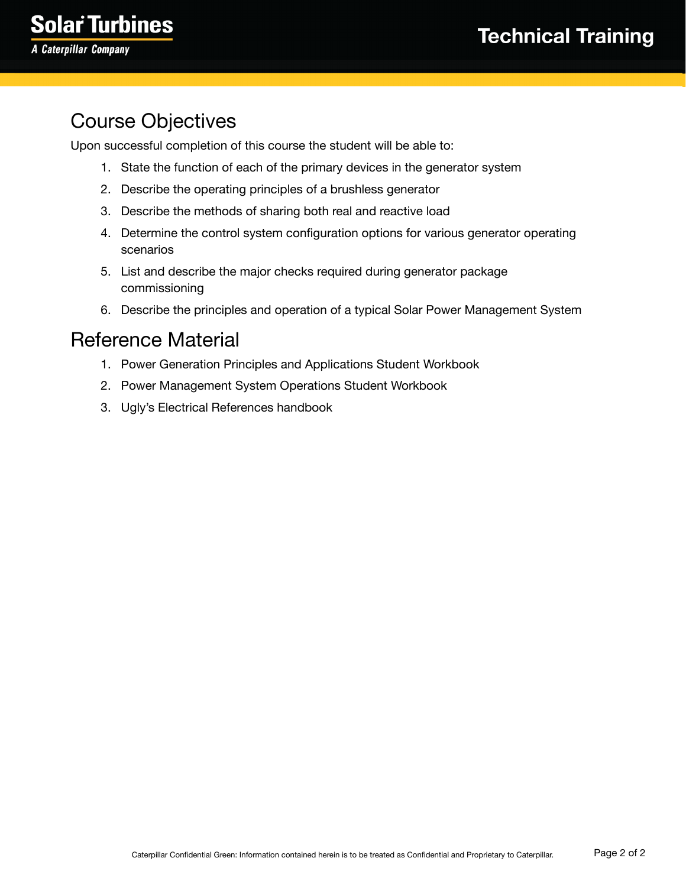## Course Objectives

Upon successful completion of this course the student will be able to:

1. State the function of each of the primary devices in the generator system
2. Describe the operating principles of a brushless generator
3. Describe the methods of sharing both real and reactive load
4. Determine the control system configuration options for various generator operating scenarios
5. List and describe the major checks required during generator package commissioning
6. Describe the principles and operation of a typical Solar Power Management System

## Reference Material

1. Power Generation Principles and Applications Student Workbook
2. Power Management System Operations Student Workbook
3. Ugly's Electrical References handbook